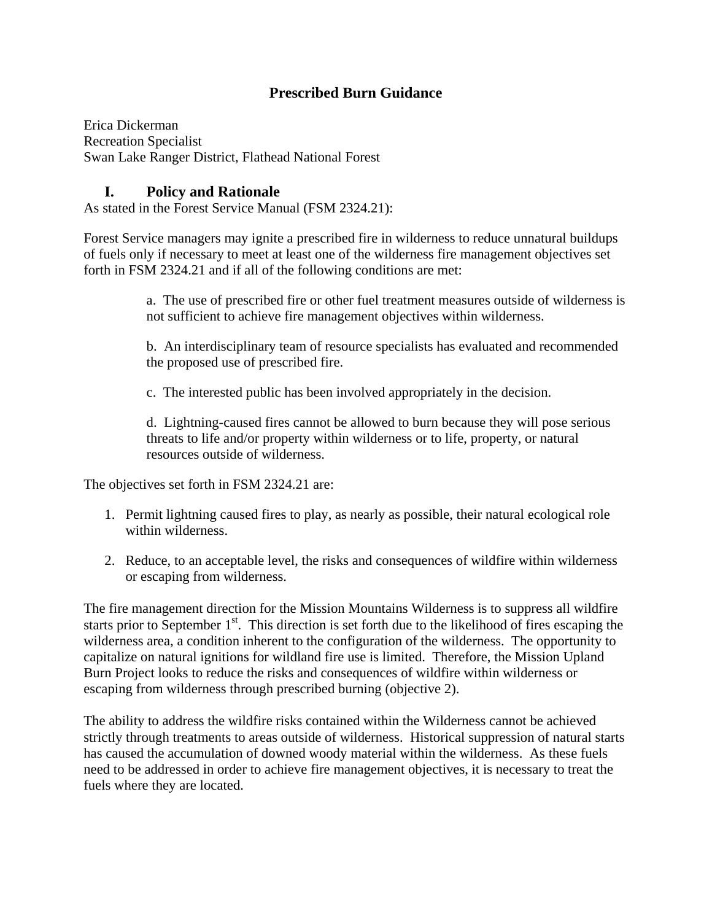# Prescribed Burn Guidance

Erica Dickerman
Recreation Specialist
Swan Lake Ranger District, Flathead National Forest

## I. Policy and Rationale

As stated in the Forest Service Manual (FSM 2324.21):

Forest Service managers may ignite a prescribed fire in wilderness to reduce unnatural buildups of fuels only if necessary to meet at least one of the wilderness fire management objectives set forth in FSM 2324.21 and if all of the following conditions are met:

> a. The use of prescribed fire or other fuel treatment measures outside of wilderness is not sufficient to achieve fire management objectives within wilderness.
>
> b. An interdisciplinary team of resource specialists has evaluated and recommended the proposed use of prescribed fire.
>
> c. The interested public has been involved appropriately in the decision.
>
> d. Lightning-caused fires cannot be allowed to burn because they will pose serious threats to life and/or property within wilderness or to life, property, or natural resources outside of wilderness.

The objectives set forth in FSM 2324.21 are:

1. Permit lightning caused fires to play, as nearly as possible, their natural ecological role within wilderness.
2. Reduce, to an acceptable level, the risks and consequences of wildfire within wilderness or escaping from wilderness.

The fire management direction for the Mission Mountains Wilderness is to suppress all wildfire starts prior to September 1st. This direction is set forth due to the likelihood of fires escaping the wilderness area, a condition inherent to the configuration of the wilderness. The opportunity to capitalize on natural ignitions for wildland fire use is limited. Therefore, the Mission Upland Burn Project looks to reduce the risks and consequences of wildfire within wilderness or escaping from wilderness through prescribed burning (objective 2).

The ability to address the wildfire risks contained within the Wilderness cannot be achieved strictly through treatments to areas outside of wilderness. Historical suppression of natural starts has caused the accumulation of downed woody material within the wilderness. As these fuels need to be addressed in order to achieve fire management objectives, it is necessary to treat the fuels where they are located.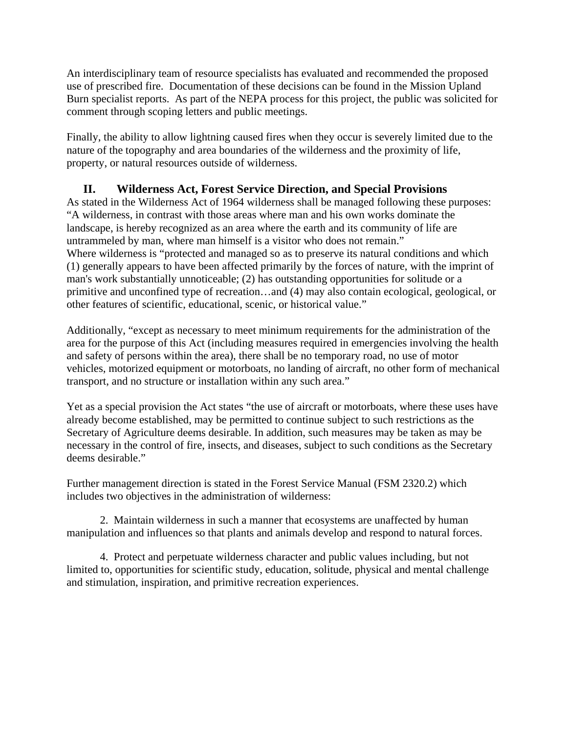An interdisciplinary team of resource specialists has evaluated and recommended the proposed use of prescribed fire. Documentation of these decisions can be found in the Mission Upland Burn specialist reports. As part of the NEPA process for this project, the public was solicited for comment through scoping letters and public meetings.

Finally, the ability to allow lightning caused fires when they occur is severely limited due to the nature of the topography and area boundaries of the wilderness and the proximity of life, property, or natural resources outside of wilderness.

## II. Wilderness Act, Forest Service Direction, and Special Provisions

As stated in the Wilderness Act of 1964 wilderness shall be managed following these purposes: "A wilderness, in contrast with those areas where man and his own works dominate the landscape, is hereby recognized as an area where the earth and its community of life are untrammeled by man, where man himself is a visitor who does not remain."
Where wilderness is "protected and managed so as to preserve its natural conditions and which (1) generally appears to have been affected primarily by the forces of nature, with the imprint of man's work substantially unnoticeable; (2) has outstanding opportunities for solitude or a primitive and unconfined type of recreation…and (4) may also contain ecological, geological, or other features of scientific, educational, scenic, or historical value."

Additionally, "except as necessary to meet minimum requirements for the administration of the area for the purpose of this Act (including measures required in emergencies involving the health and safety of persons within the area), there shall be no temporary road, no use of motor vehicles, motorized equipment or motorboats, no landing of aircraft, no other form of mechanical transport, and no structure or installation within any such area."

Yet as a special provision the Act states "the use of aircraft or motorboats, where these uses have already become established, may be permitted to continue subject to such restrictions as the Secretary of Agriculture deems desirable. In addition, such measures may be taken as may be necessary in the control of fire, insects, and diseases, subject to such conditions as the Secretary deems desirable."

Further management direction is stated in the Forest Service Manual (FSM 2320.2) which includes two objectives in the administration of wilderness:

2. Maintain wilderness in such a manner that ecosystems are unaffected by human manipulation and influences so that plants and animals develop and respond to natural forces.

4. Protect and perpetuate wilderness character and public values including, but not limited to, opportunities for scientific study, education, solitude, physical and mental challenge and stimulation, inspiration, and primitive recreation experiences.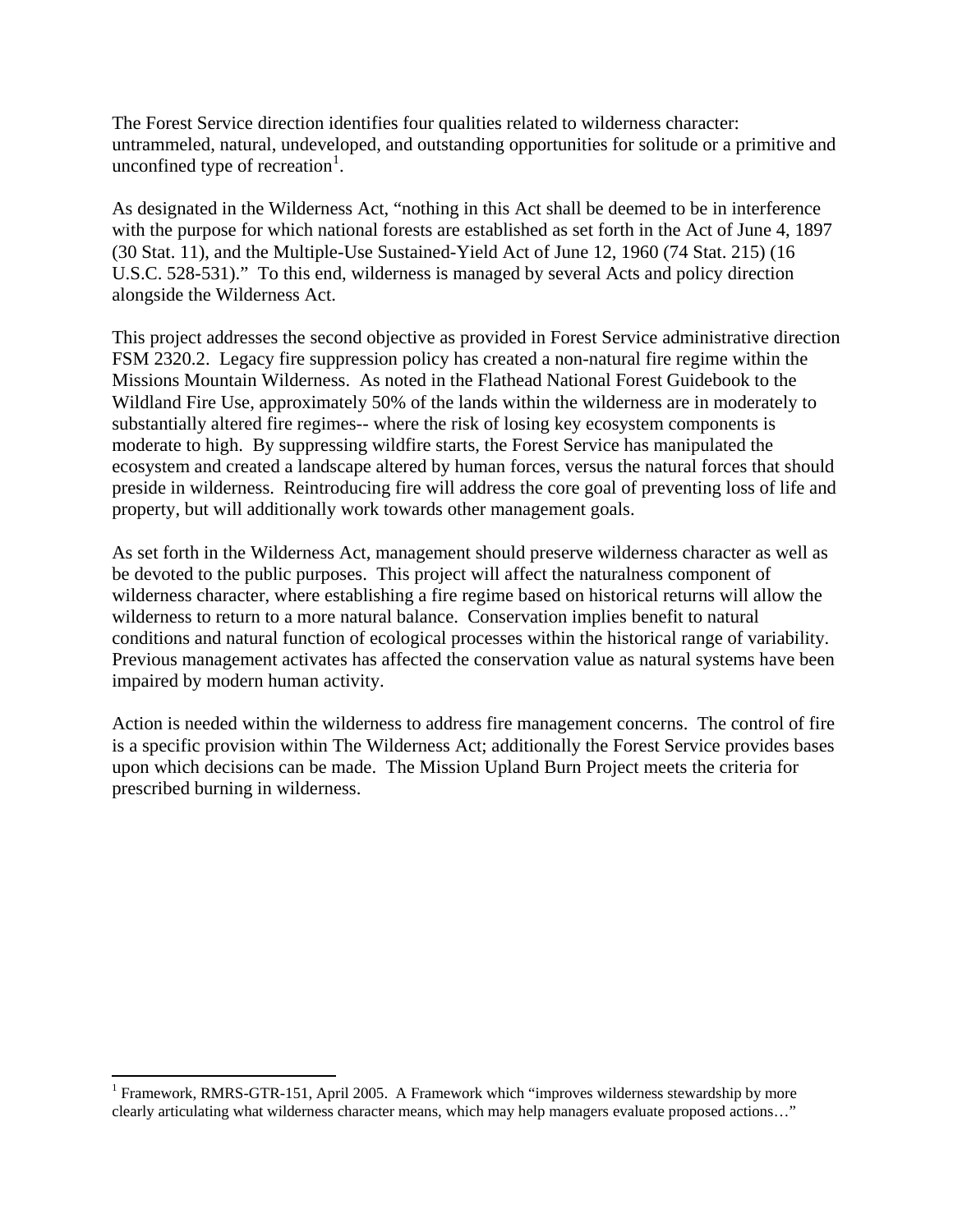The Forest Service direction identifies four qualities related to wilderness character: untrammeled, natural, undeveloped, and outstanding opportunities for solitude or a primitive and unconfined type of recreation[1].

As designated in the Wilderness Act, "nothing in this Act shall be deemed to be in interference with the purpose for which national forests are established as set forth in the Act of June 4, 1897 (30 Stat. 11), and the Multiple-Use Sustained-Yield Act of June 12, 1960 (74 Stat. 215) (16 U.S.C. 528-531)." To this end, wilderness is managed by several Acts and policy direction alongside the Wilderness Act.

This project addresses the second objective as provided in Forest Service administrative direction FSM 2320.2. Legacy fire suppression policy has created a non-natural fire regime within the Missions Mountain Wilderness. As noted in the Flathead National Forest Guidebook to the Wildland Fire Use, approximately 50% of the lands within the wilderness are in moderately to substantially altered fire regimes-- where the risk of losing key ecosystem components is moderate to high. By suppressing wildfire starts, the Forest Service has manipulated the ecosystem and created a landscape altered by human forces, versus the natural forces that should preside in wilderness. Reintroducing fire will address the core goal of preventing loss of life and property, but will additionally work towards other management goals.

As set forth in the Wilderness Act, management should preserve wilderness character as well as be devoted to the public purposes. This project will affect the naturalness component of wilderness character, where establishing a fire regime based on historical returns will allow the wilderness to return to a more natural balance. Conservation implies benefit to natural conditions and natural function of ecological processes within the historical range of variability. Previous management activates has affected the conservation value as natural systems have been impaired by modern human activity.

Action is needed within the wilderness to address fire management concerns. The control of fire is a specific provision within The Wilderness Act; additionally the Forest Service provides bases upon which decisions can be made. The Mission Upland Burn Project meets the criteria for prescribed burning in wilderness.

[1] Framework, RMRS-GTR-151, April 2005. A Framework which "improves wilderness stewardship by more clearly articulating what wilderness character means, which may help managers evaluate proposed actions…"